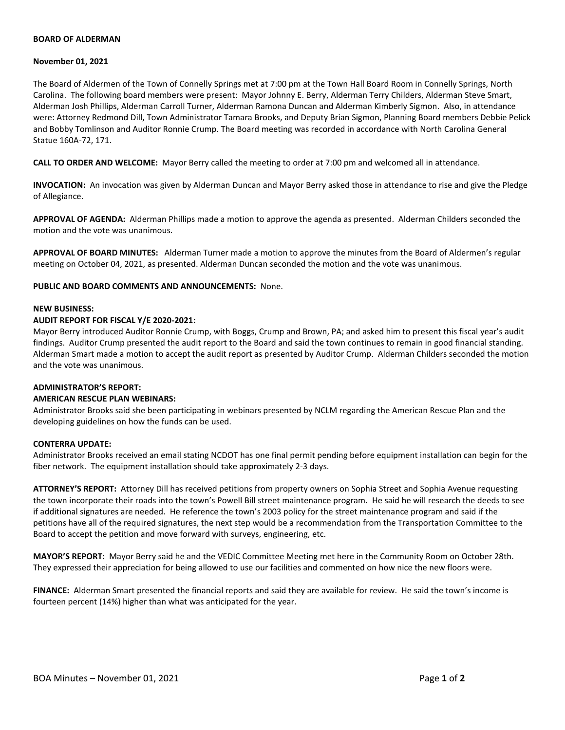**BOARD OF ALDERMAN**

**November 01, 2021**

The Board of Aldermen of the Town of Connelly Springs met at 7:00 pm at the Town Hall Board Room in Connelly Springs, North Carolina. The following board members were present: Mayor Johnny E. Berry, Alderman Terry Childers, Alderman Steve Smart, Alderman Josh Phillips, Alderman Carroll Turner, Alderman Ramona Duncan and Alderman Kimberly Sigmon. Also, in attendance were: Attorney Redmond Dill, Town Administrator Tamara Brooks, and Deputy Brian Sigmon, Planning Board members Debbie Pelick and Bobby Tomlinson and Auditor Ronnie Crump. The Board meeting was recorded in accordance with North Carolina General Statue 160A-72, 171.

**CALL TO ORDER AND WELCOME:** Mayor Berry called the meeting to order at 7:00 pm and welcomed all in attendance.

**INVOCATION:** An invocation was given by Alderman Duncan and Mayor Berry asked those in attendance to rise and give the Pledge of Allegiance.

**APPROVAL OF AGENDA:** Alderman Phillips made a motion to approve the agenda as presented. Alderman Childers seconded the motion and the vote was unanimous.

**APPROVAL OF BOARD MINUTES:** Alderman Turner made a motion to approve the minutes from the Board of Aldermen's regular meeting on October 04, 2021, as presented. Alderman Duncan seconded the motion and the vote was unanimous.

**PUBLIC AND BOARD COMMENTS AND ANNOUNCEMENTS:** None.

**NEW BUSINESS:**

**AUDIT REPORT FOR FISCAL Y/E 2020-2021:**

Mayor Berry introduced Auditor Ronnie Crump, with Boggs, Crump and Brown, PA; and asked him to present this fiscal year's audit findings. Auditor Crump presented the audit report to the Board and said the town continues to remain in good financial standing. Alderman Smart made a motion to accept the audit report as presented by Auditor Crump. Alderman Childers seconded the motion and the vote was unanimous.

**ADMINISTRATOR'S REPORT:**

**AMERICAN RESCUE PLAN WEBINARS:**

Administrator Brooks said she been participating in webinars presented by NCLM regarding the American Rescue Plan and the developing guidelines on how the funds can be used.

**CONTERRA UPDATE:**

Administrator Brooks received an email stating NCDOT has one final permit pending before equipment installation can begin for the fiber network. The equipment installation should take approximately 2-3 days.

**ATTORNEY'S REPORT:** Attorney Dill has received petitions from property owners on Sophia Street and Sophia Avenue requesting the town incorporate their roads into the town's Powell Bill street maintenance program. He said he will research the deeds to see if additional signatures are needed. He reference the town's 2003 policy for the street maintenance program and said if the petitions have all of the required signatures, the next step would be a recommendation from the Transportation Committee to the Board to accept the petition and move forward with surveys, engineering, etc.

**MAYOR'S REPORT:** Mayor Berry said he and the VEDIC Committee Meeting met here in the Community Room on October 28th. They expressed their appreciation for being allowed to use our facilities and commented on how nice the new floors were.

**FINANCE:** Alderman Smart presented the financial reports and said they are available for review. He said the town's income is fourteen percent (14%) higher than what was anticipated for the year.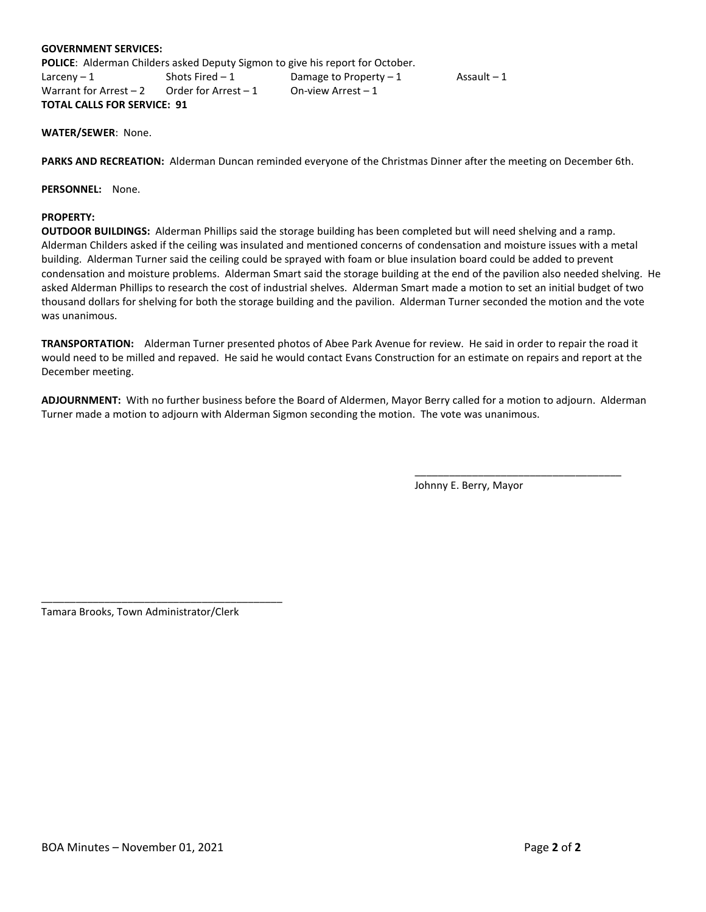**GOVERNMENT SERVICES:**

**POLICE**: Alderman Childers asked Deputy Sigmon to give his report for October.

| | | | |
|---|---|---|---|
| Larceny – 1 | Shots Fired – 1 | Damage to Property – 1 | Assault – 1 |
| Warrant for Arrest – 2 | Order for Arrest – 1 | On-view Arrest – 1 | |

**TOTAL CALLS FOR SERVICE: 91**

**WATER/SEWER**: None.

**PARKS AND RECREATION:** Alderman Duncan reminded everyone of the Christmas Dinner after the meeting on December 6th.

**PERSONNEL:** None.

**PROPERTY:**

**OUTDOOR BUILDINGS:** Alderman Phillips said the storage building has been completed but will need shelving and a ramp. Alderman Childers asked if the ceiling was insulated and mentioned concerns of condensation and moisture issues with a metal building. Alderman Turner said the ceiling could be sprayed with foam or blue insulation board could be added to prevent condensation and moisture problems. Alderman Smart said the storage building at the end of the pavilion also needed shelving. He asked Alderman Phillips to research the cost of industrial shelves. Alderman Smart made a motion to set an initial budget of two thousand dollars for shelving for both the storage building and the pavilion. Alderman Turner seconded the motion and the vote was unanimous.

**TRANSPORTATION:** Alderman Turner presented photos of Abee Park Avenue for review. He said in order to repair the road it would need to be milled and repaved. He said he would contact Evans Construction for an estimate on repairs and report at the December meeting.

**ADJOURNMENT:** With no further business before the Board of Aldermen, Mayor Berry called for a motion to adjourn. Alderman Turner made a motion to adjourn with Alderman Sigmon seconding the motion. The vote was unanimous.

_____________________________________
Johnny E. Berry, Mayor

__________________________________________
Tamara Brooks, Town Administrator/Clerk